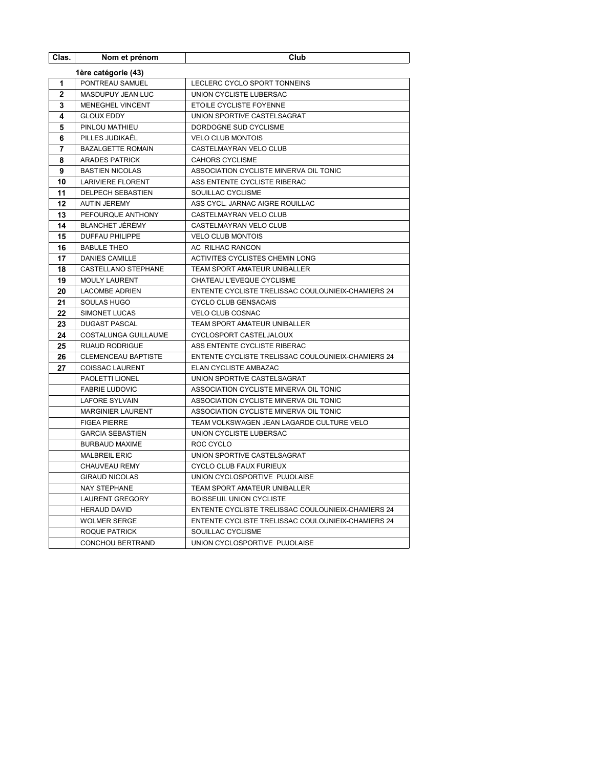| Clas. | Nom et prénom | Club |
|---|---|---|
| | **1ère catégorie (43)** | |
| **1** | PONTREAU SAMUEL | LECLERC CYCLO SPORT TONNEINS |
| **2** | MASDUPUY JEAN LUC | UNION CYCLISTE LUBERSAC |
| **3** | MENEGHEL VINCENT | ETOILE CYCLISTE FOYENNE |
| **4** | GLOUX EDDY | UNION SPORTIVE CASTELSAGRAT |
| **5** | PINLOU MATHIEU | DORDOGNE SUD CYCLISME |
| **6** | PILLES JUDIKAËL | VELO CLUB MONTOIS |
| **7** | BAZALGETTE ROMAIN | CASTELMAYRAN VELO CLUB |
| **8** | ARADES PATRICK | CAHORS CYCLISME |
| **9** | BASTIEN NICOLAS | ASSOCIATION CYCLISTE MINERVA OIL TONIC |
| **10** | LARIVIERE FLORENT | ASS ENTENTE CYCLISTE RIBERAC |
| **11** | DELPECH SEBASTIEN | SOUILLAC CYCLISME |
| **12** | AUTIN JEREMY | ASS CYCL. JARNAC AIGRE ROUILLAC |
| **13** | PEFOURQUE ANTHONY | CASTELMAYRAN VELO CLUB |
| **14** | BLANCHET JÉRÉMY | CASTELMAYRAN VELO CLUB |
| **15** | DUFFAU PHILIPPE | VELO CLUB MONTOIS |
| **16** | BABULE THEO | AC RILHAC RANCON |
| **17** | DANIES CAMILLE | ACTIVITES CYCLISTES CHEMIN LONG |
| **18** | CASTELLANO STEPHANE | TEAM SPORT AMATEUR UNIBALLER |
| **19** | MOULY LAURENT | CHATEAU L'EVEQUE CYCLISME |
| **20** | LACOMBE ADRIEN | ENTENTE CYCLISTE TRELISSAC COULOUNIEIX-CHAMIERS 24 |
| **21** | SOULAS HUGO | CYCLO CLUB GENSACAIS |
| **22** | SIMONET LUCAS | VELO CLUB COSNAC |
| **23** | DUGAST PASCAL | TEAM SPORT AMATEUR UNIBALLER |
| **24** | COSTALUNGA GUILLAUME | CYCLOSPORT CASTELJALOUX |
| **25** | RUAUD RODRIGUE | ASS ENTENTE CYCLISTE RIBERAC |
| **26** | CLEMENCEAU BAPTISTE | ENTENTE CYCLISTE TRELISSAC COULOUNIEIX-CHAMIERS 24 |
| **27** | COISSAC LAURENT | ELAN CYCLISTE AMBAZAC |
| | PAOLETTI LIONEL | UNION SPORTIVE CASTELSAGRAT |
| | FABRIE LUDOVIC | ASSOCIATION CYCLISTE MINERVA OIL TONIC |
| | LAFORE SYLVAIN | ASSOCIATION CYCLISTE MINERVA OIL TONIC |
| | MARGINIER LAURENT | ASSOCIATION CYCLISTE MINERVA OIL TONIC |
| | FIGEA PIERRE | TEAM VOLKSWAGEN JEAN LAGARDE CULTURE VELO |
| | GARCIA SEBASTIEN | UNION CYCLISTE LUBERSAC |
| | BURBAUD MAXIME | ROC CYCLO |
| | MALBREIL ERIC | UNION SPORTIVE CASTELSAGRAT |
| | CHAUVEAU REMY | CYCLO CLUB FAUX FURIEUX |
| | GIRAUD NICOLAS | UNION CYCLOSPORTIVE PUJOLAISE |
| | NAY STEPHANE | TEAM SPORT AMATEUR UNIBALLER |
| | LAURENT GREGORY | BOISSEUIL UNION CYCLISTE |
| | HERAUD DAVID | ENTENTE CYCLISTE TRELISSAC COULOUNIEIX-CHAMIERS 24 |
| | WOLMER SERGE | ENTENTE CYCLISTE TRELISSAC COULOUNIEIX-CHAMIERS 24 |
| | ROQUE PATRICK | SOUILLAC CYCLISME |
| | CONCHOU BERTRAND | UNION CYCLOSPORTIVE PUJOLAISE |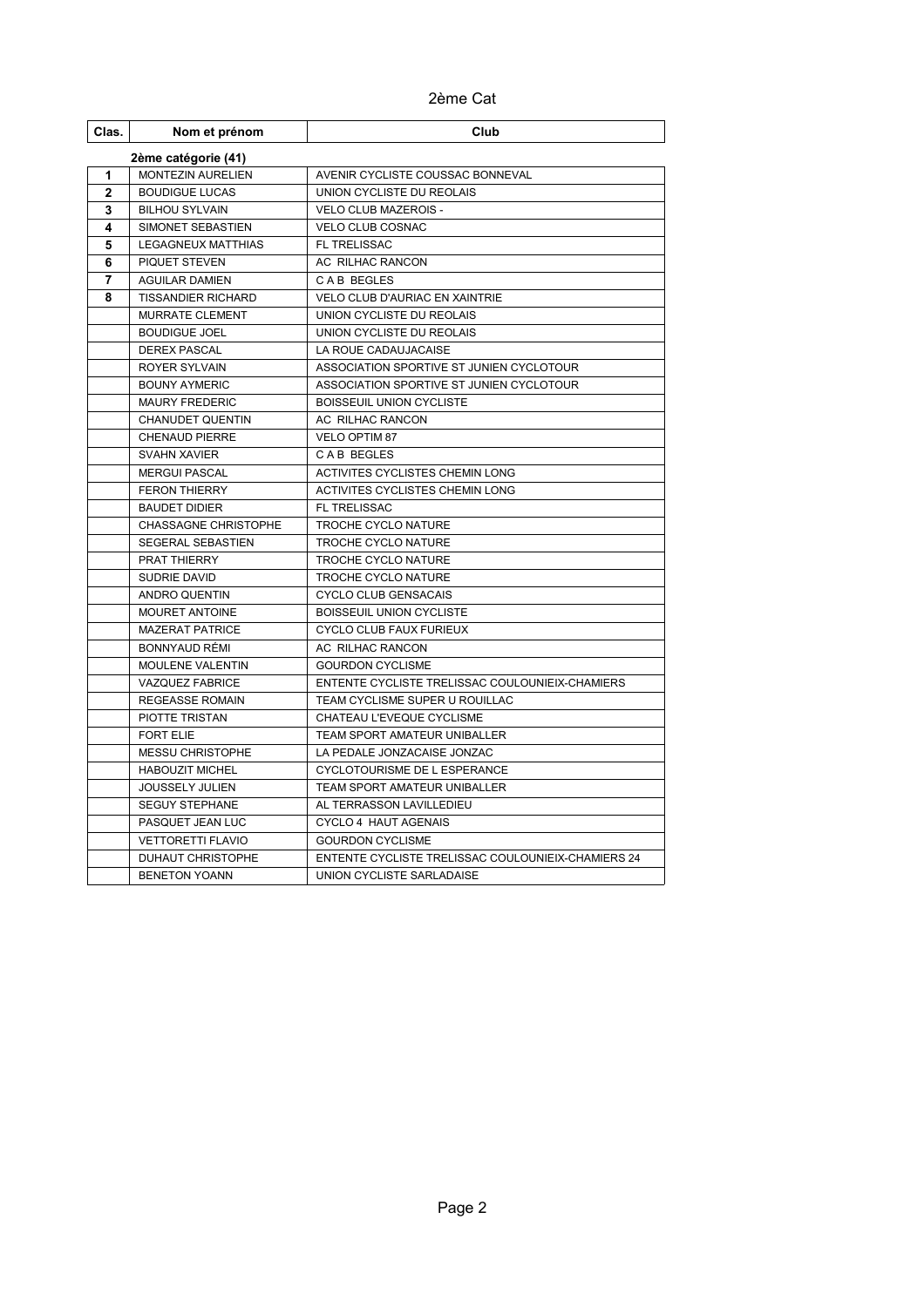# 2ème Cat

| Clas. | Nom et prénom | Club |
|---|---|---|
| | **2ème catégorie (41)** | |
| **1** | MONTEZIN AURELIEN | AVENIR CYCLISTE COUSSAC BONNEVAL |
| **2** | BOUDIGUE LUCAS | UNION CYCLISTE DU REOLAIS |
| **3** | BILHOU SYLVAIN | VELO CLUB MAZEROIS - |
| **4** | SIMONET SEBASTIEN | VELO CLUB COSNAC |
| **5** | LEGAGNEUX MATTHIAS | FL TRELISSAC |
| **6** | PIQUET STEVEN | AC RILHAC RANCON |
| **7** | AGUILAR DAMIEN | C A B BEGLES |
| **8** | TISSANDIER RICHARD | VELO CLUB D'AURIAC EN XAINTRIE |
| | MURRATE CLEMENT | UNION CYCLISTE DU REOLAIS |
| | BOUDIGUE JOEL | UNION CYCLISTE DU REOLAIS |
| | DEREX PASCAL | LA ROUE CADAUJACAISE |
| | ROYER SYLVAIN | ASSOCIATION SPORTIVE ST JUNIEN CYCLOTOUR |
| | BOUNY AYMERIC | ASSOCIATION SPORTIVE ST JUNIEN CYCLOTOUR |
| | MAURY FREDERIC | BOISSEUIL UNION CYCLISTE |
| | CHANUDET QUENTIN | AC RILHAC RANCON |
| | CHENAUD PIERRE | VELO OPTIM 87 |
| | SVAHN XAVIER | C A B BEGLES |
| | MERGUI PASCAL | ACTIVITES CYCLISTES CHEMIN LONG |
| | FERON THIERRY | ACTIVITES CYCLISTES CHEMIN LONG |
| | BAUDET DIDIER | FL TRELISSAC |
| | CHASSAGNE CHRISTOPHE | TROCHE CYCLO NATURE |
| | SEGERAL SEBASTIEN | TROCHE CYCLO NATURE |
| | PRAT THIERRY | TROCHE CYCLO NATURE |
| | SUDRIE DAVID | TROCHE CYCLO NATURE |
| | ANDRO QUENTIN | CYCLO CLUB GENSACAIS |
| | MOURET ANTOINE | BOISSEUIL UNION CYCLISTE |
| | MAZERAT PATRICE | CYCLO CLUB FAUX FURIEUX |
| | BONNYAUD RÉMI | AC RILHAC RANCON |
| | MOULENE VALENTIN | GOURDON CYCLISME |
| | VAZQUEZ FABRICE | ENTENTE CYCLISTE TRELISSAC COULOUNIEIX-CHAMIERS |
| | REGEASSE ROMAIN | TEAM CYCLISME SUPER U ROUILLAC |
| | PIOTTE TRISTAN | CHATEAU L'EVEQUE CYCLISME |
| | FORT ELIE | TEAM SPORT AMATEUR UNIBALLER |
| | MESSU CHRISTOPHE | LA PEDALE JONZACAISE JONZAC |
| | HABOUZIT MICHEL | CYCLOTOURISME DE L ESPERANCE |
| | JOUSSELY JULIEN | TEAM SPORT AMATEUR UNIBALLER |
| | SEGUY STEPHANE | AL TERRASSON LAVILLEDIEU |
| | PASQUET JEAN LUC | CYCLO 4 HAUT AGENAIS |
| | VETTORETTI FLAVIO | GOURDON CYCLISME |
| | DUHAUT CHRISTOPHE | ENTENTE CYCLISTE TRELISSAC COULOUNIEIX-CHAMIERS 24 |
| | BENETON YOANN | UNION CYCLISTE SARLADAISE |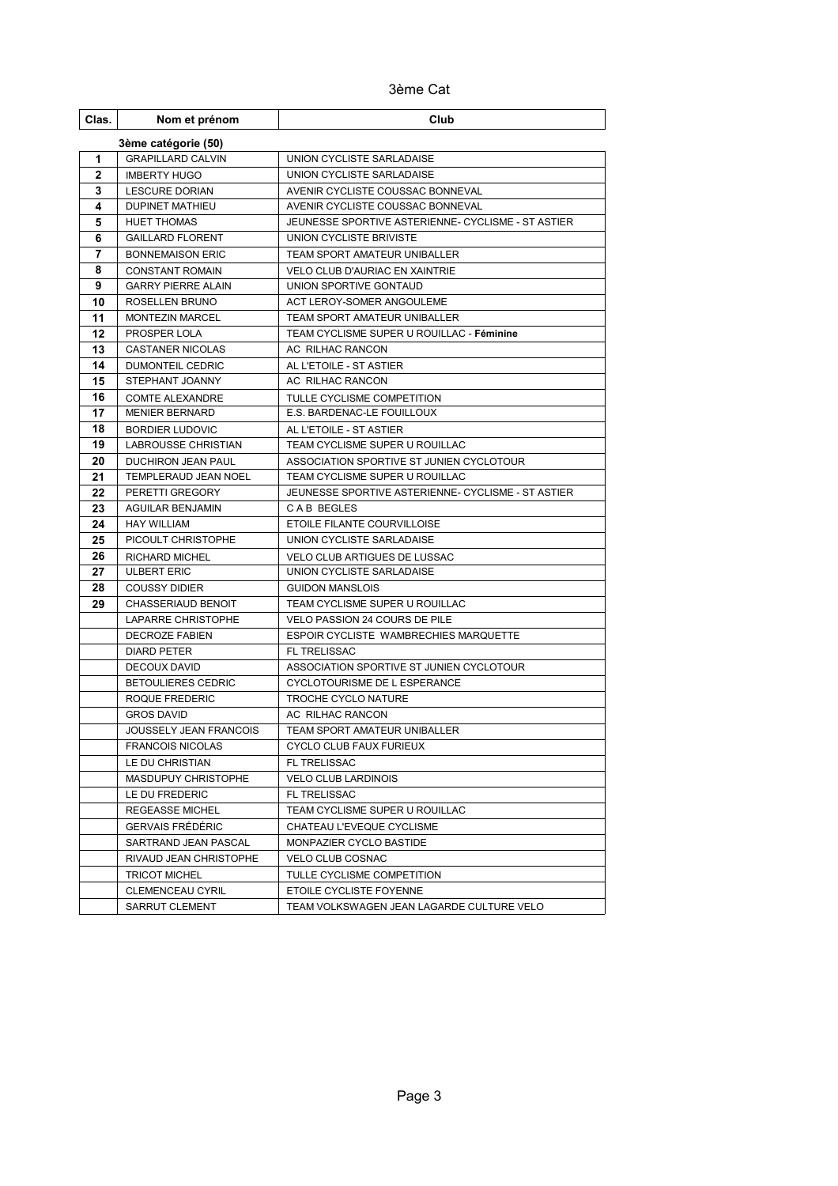# 3ème Cat

| Clas. | Nom et prénom | Club |
|---|---|---|
| | **3ème catégorie (50)** | |
| 1 | GRAPILLARD CALVIN | UNION CYCLISTE SARLADAISE |
| 2 | IMBERTY HUGO | UNION CYCLISTE SARLADAISE |
| 3 | LESCURE DORIAN | AVENIR CYCLISTE COUSSAC BONNEVAL |
| 4 | DUPINET MATHIEU | AVENIR CYCLISTE COUSSAC BONNEVAL |
| 5 | HUET THOMAS | JEUNESSE SPORTIVE ASTERIENNE- CYCLISME - ST ASTIER |
| 6 | GAILLARD FLORENT | UNION CYCLISTE BRIVISTE |
| 7 | BONNEMAISON ERIC | TEAM SPORT AMATEUR UNIBALLER |
| 8 | CONSTANT ROMAIN | VELO CLUB D'AURIAC EN XAINTRIE |
| 9 | GARRY PIERRE ALAIN | UNION SPORTIVE GONTAUD |
| 10 | ROSELLEN BRUNO | ACT LEROY-SOMER ANGOULEME |
| 11 | MONTEZIN MARCEL | TEAM SPORT AMATEUR UNIBALLER |
| 12 | PROSPER LOLA | TEAM CYCLISME SUPER U ROUILLAC - **Féminine** |
| 13 | CASTANER NICOLAS | AC RILHAC RANCON |
| 14 | DUMONTEIL CEDRIC | AL L'ETOILE - ST ASTIER |
| 15 | STEPHANT JOANNY | AC RILHAC RANCON |
| 16 | COMTE ALEXANDRE | TULLE CYCLISME COMPETITION |
| 17 | MENIER BERNARD | E.S. BARDENAC-LE FOUILLOUX |
| 18 | BORDIER LUDOVIC | AL L'ETOILE - ST ASTIER |
| 19 | LABROUSSE CHRISTIAN | TEAM CYCLISME SUPER U ROUILLAC |
| 20 | DUCHIRON JEAN PAUL | ASSOCIATION SPORTIVE ST JUNIEN CYCLOTOUR |
| 21 | TEMPLERAUD JEAN NOEL | TEAM CYCLISME SUPER U ROUILLAC |
| 22 | PERETTI GREGORY | JEUNESSE SPORTIVE ASTERIENNE- CYCLISME - ST ASTIER |
| 23 | AGUILAR BENJAMIN | C A B BEGLES |
| 24 | HAY WILLIAM | ETOILE FILANTE COURVILLOISE |
| 25 | PICOULT CHRISTOPHE | UNION CYCLISTE SARLADAISE |
| 26 | RICHARD MICHEL | VELO CLUB ARTIGUES DE LUSSAC |
| 27 | ULBERT ERIC | UNION CYCLISTE SARLADAISE |
| 28 | COUSSY DIDIER | GUIDON MANSLOIS |
| 29 | CHASSERIAUD BENOIT | TEAM CYCLISME SUPER U ROUILLAC |
| | LAPARRE CHRISTOPHE | VELO PASSION 24 COURS DE PILE |
| | DECROZE FABIEN | ESPOIR CYCLISTE WAMBRECHIES MARQUETTE |
| | DIARD PETER | FL TRELISSAC |
| | DECOUX DAVID | ASSOCIATION SPORTIVE ST JUNIEN CYCLOTOUR |
| | BETOULIERES CEDRIC | CYCLOTOURISME DE L ESPERANCE |
| | ROQUE FREDERIC | TROCHE CYCLO NATURE |
| | GROS DAVID | AC RILHAC RANCON |
| | JOUSSELY JEAN FRANCOIS | TEAM SPORT AMATEUR UNIBALLER |
| | FRANCOIS NICOLAS | CYCLO CLUB FAUX FURIEUX |
| | LE DU CHRISTIAN | FL TRELISSAC |
| | MASDUPUY CHRISTOPHE | VELO CLUB LARDINOIS |
| | LE DU FREDERIC | FL TRELISSAC |
| | REGEASSE MICHEL | TEAM CYCLISME SUPER U ROUILLAC |
| | GERVAIS FRÉDÉRIC | CHATEAU L'EVEQUE CYCLISME |
| | SARTRAND JEAN PASCAL | MONPAZIER CYCLO BASTIDE |
| | RIVAUD JEAN CHRISTOPHE | VELO CLUB COSNAC |
| | TRICOT MICHEL | TULLE CYCLISME COMPETITION |
| | CLEMENCEAU CYRIL | ETOILE CYCLISTE FOYENNE |
| | SARRUT CLEMENT | TEAM VOLKSWAGEN JEAN LAGARDE CULTURE VELO |